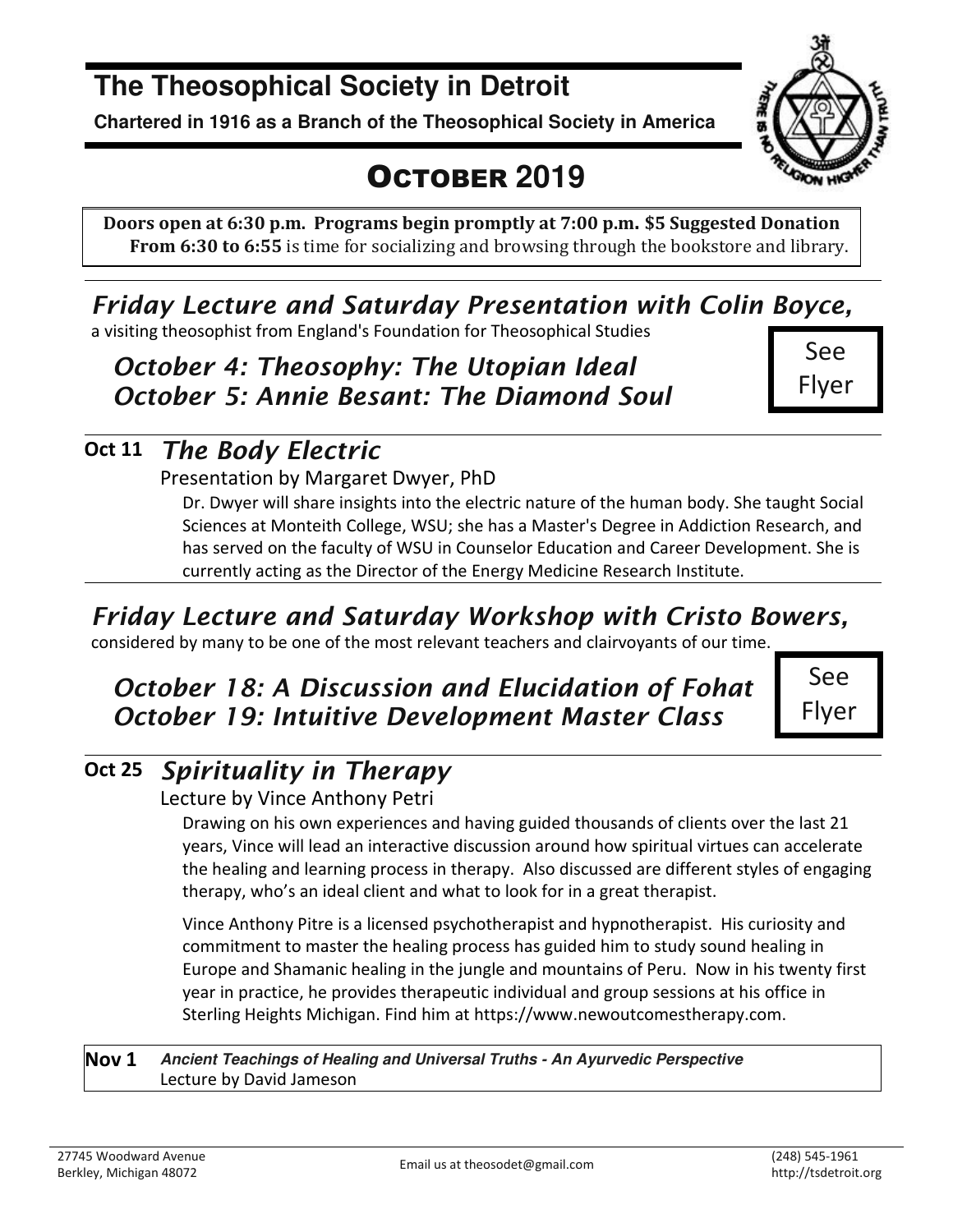// The Theosophical Society in Detroit

**Chartered in 1916 as a Branch of the Theosophical Society in America**

## OCTOBER 2019

**Doors open at 6:30 p.m. Programs begin promptly at 7:00 p.m. $5 Suggested Donation**
**From 6:30 to 6:55** is time for socializing and browsing through the bookstore and library.

---

## *Friday Lecture and Saturday Presentation with Colin Boyce,*

a visiting theosophist from England's Foundation for Theosophical Studies

### *October 4: Theosophy: The Utopian Ideal*
### *October 5: Annie Besant: The Diamond Soul*

See Flyer

---

**Oct 11** ***The Body Electric***

Presentation by Margaret Dwyer, PhD

Dr. Dwyer will share insights into the electric nature of the human body. She taught Social Sciences at Monteith College, WSU; she has a Master's Degree in Addiction Research, and has served on the faculty of WSU in Counselor Education and Career Development. She is currently acting as the Director of the Energy Medicine Research Institute.

---

## *Friday Lecture and Saturday Workshop with Cristo Bowers,*

considered by many to be one of the most relevant teachers and clairvoyants of our time.

### *October 18: A Discussion and Elucidation of Fohat*
### *October 19: Intuitive Development Master Class*

See Flyer

---

**Oct 25** ***Spirituality in Therapy***

Lecture by Vince Anthony Petri

Drawing on his own experiences and having guided thousands of clients over the last 21 years, Vince will lead an interactive discussion around how spiritual virtues can accelerate the healing and learning process in therapy. Also discussed are different styles of engaging therapy, who's an ideal client and what to look for in a great therapist.

Vince Anthony Pitre is a licensed psychotherapist and hypnotherapist. His curiosity and commitment to master the healing process has guided him to study sound healing in Europe and Shamanic healing in the jungle and mountains of Peru. Now in his twenty first year in practice, he provides therapeutic individual and group sessions at his office in Sterling Heights Michigan. Find him at https://www.newoutcomestherapy.com.

---

**Nov 1** ***Ancient Teachings of Healing and Universal Truths - An Ayurvedic Perspective***
Lecture by David Jameson

---

27745 Woodward Avenue
Berkley, Michigan 48072

Email us at theosodet@gmail.com

(248) 545-1961
http://tsdetroit.org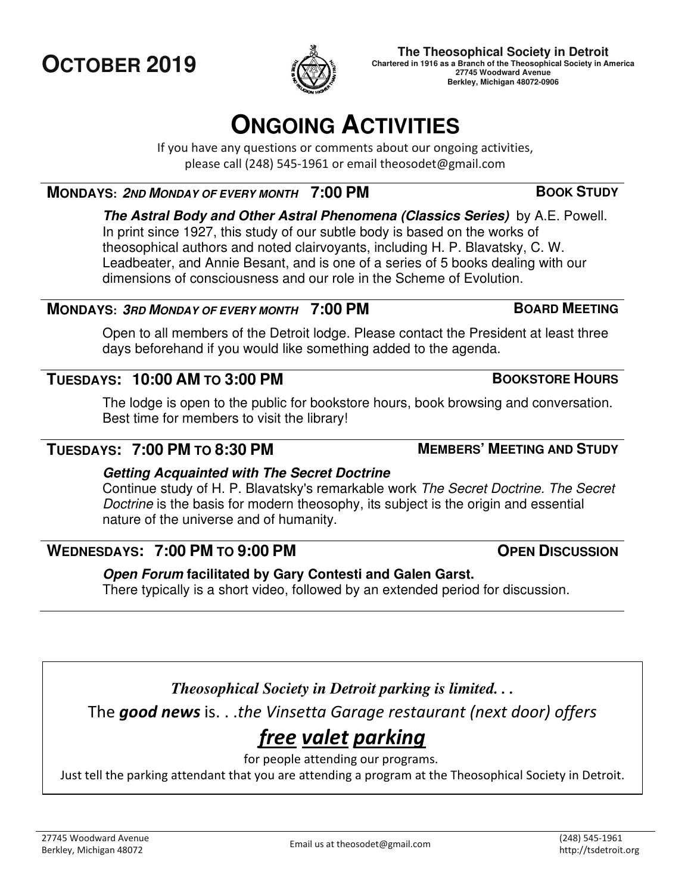**OCTOBER 2019**

**The Theosophical Society in Detroit**
**Chartered in 1916 as a Branch of the Theosophical Society in America**
**27745 Woodward Avenue**
**Berkley, Michigan 48072-0906**

# ONGOING ACTIVITIES

If you have any questions or comments about our ongoing activities, please call (248) 545-1961 or email theosodet@gmail.com

## MONDAYS: *2ND MONDAY OF EVERY MONTH* 7:00 PM — BOOK STUDY

***The Astral Body and Other Astral Phenomena (Classics Series)*** by A.E. Powell. In print since 1927, this study of our subtle body is based on the works of theosophical authors and noted clairvoyants, including H. P. Blavatsky, C. W. Leadbeater, and Annie Besant, and is one of a series of 5 books dealing with our dimensions of consciousness and our role in the Scheme of Evolution.

## MONDAYS: *3RD MONDAY OF EVERY MONTH* 7:00 PM — BOARD MEETING

Open to all members of the Detroit lodge. Please contact the President at least three days beforehand if you would like something added to the agenda.

## TUESDAYS: 10:00 AM TO 3:00 PM — BOOKSTORE HOURS

The lodge is open to the public for bookstore hours, book browsing and conversation. Best time for members to visit the library!

## TUESDAYS: 7:00 PM TO 8:30 PM — MEMBERS' MEETING AND STUDY

***Getting Acquainted with The Secret Doctrine***
Continue study of H. P. Blavatsky's remarkable work *The Secret Doctrine. The Secret Doctrine* is the basis for modern theosophy, its subject is the origin and essential nature of the universe and of humanity.

## WEDNESDAYS: 7:00 PM TO 9:00 PM — OPEN DISCUSSION

***Open Forum* facilitated by Gary Contesti and Galen Garst.**
There typically is a short video, followed by an extended period for discussion.

***Theosophical Society in Detroit parking is limited. . .***

The ***good news*** is. . .*the Vinsetta Garage restaurant (next door) offers*

## ***free valet parking***

for people attending our programs.

Just tell the parking attendant that you are attending a program at the Theosophical Society in Detroit.

27745 Woodward Avenue
Berkley, Michigan 48072

Email us at theosodet@gmail.com

(248) 545-1961
http://tsdetroit.org